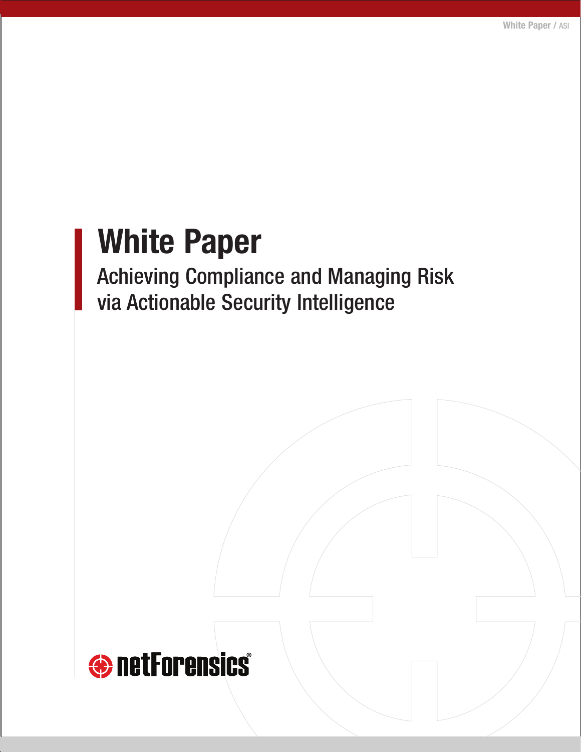# White Paper

## Achieving Compliance and Managing Risk via Actionable Security Intelligence

netForensics®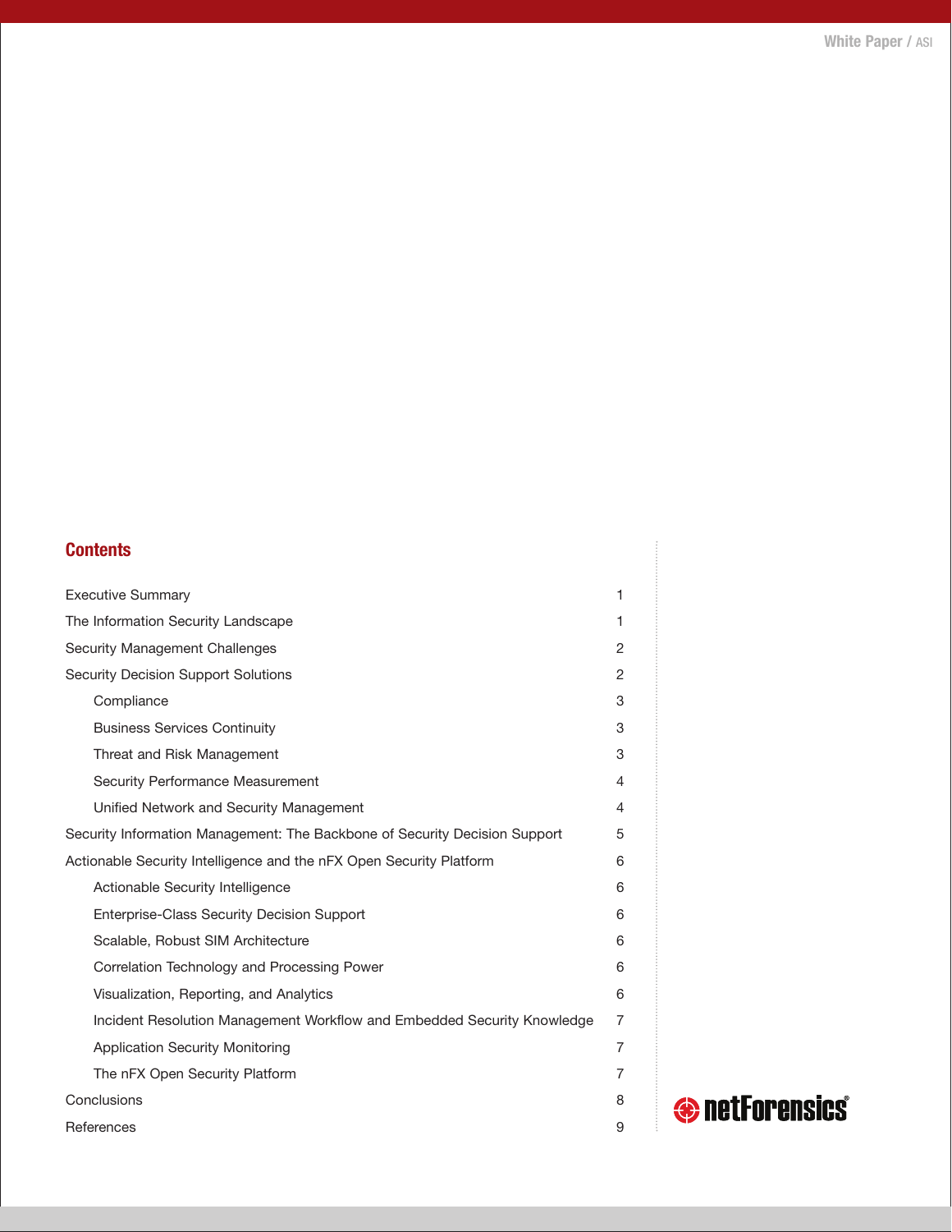## Contents

| | |
|---|---|
| Executive Summary | 1 |
| The Information Security Landscape | 1 |
| Security Management Challenges | 2 |
| Security Decision Support Solutions | 2 |
| Compliance | 3 |
| Business Services Continuity | 3 |
| Threat and Risk Management | 3 |
| Security Performance Measurement | 4 |
| Unified Network and Security Management | 4 |
| Security Information Management: The Backbone of Security Decision Support | 5 |
| Actionable Security Intelligence and the nFX Open Security Platform | 6 |
| Actionable Security Intelligence | 6 |
| Enterprise-Class Security Decision Support | 6 |
| Scalable, Robust SIM Architecture | 6 |
| Correlation Technology and Processing Power | 6 |
| Visualization, Reporting, and Analytics | 6 |
| Incident Resolution Management Workflow and Embedded Security Knowledge | 7 |
| Application Security Monitoring | 7 |
| The nFX Open Security Platform | 7 |
| Conclusions | 8 |
| References | 9 |

netForensics®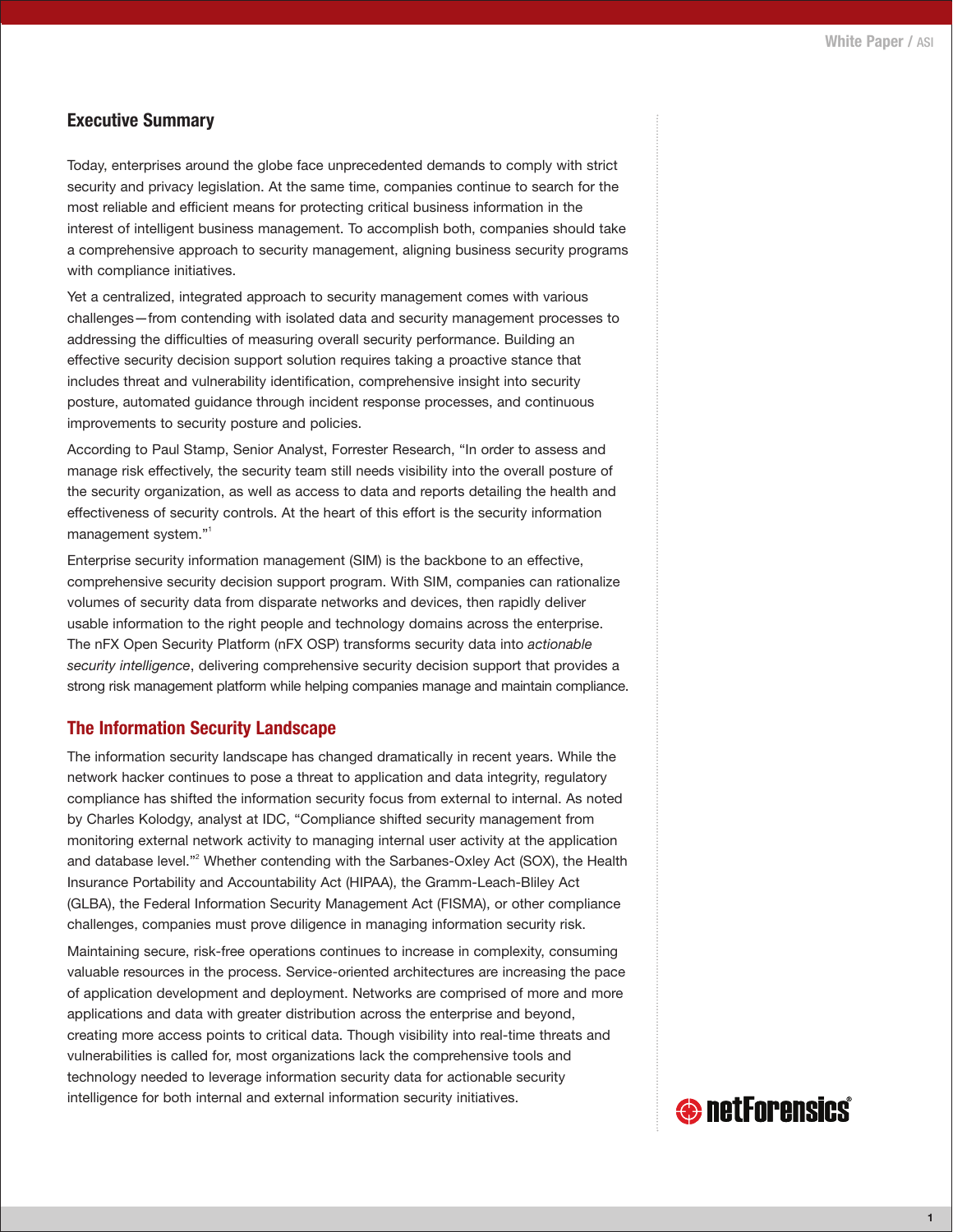## Executive Summary

Today, enterprises around the globe face unprecedented demands to comply with strict security and privacy legislation. At the same time, companies continue to search for the most reliable and efficient means for protecting critical business information in the interest of intelligent business management. To accomplish both, companies should take a comprehensive approach to security management, aligning business security programs with compliance initiatives.

Yet a centralized, integrated approach to security management comes with various challenges—from contending with isolated data and security management processes to addressing the difficulties of measuring overall security performance. Building an effective security decision support solution requires taking a proactive stance that includes threat and vulnerability identification, comprehensive insight into security posture, automated guidance through incident response processes, and continuous improvements to security posture and policies.

According to Paul Stamp, Senior Analyst, Forrester Research, "In order to assess and manage risk effectively, the security team still needs visibility into the overall posture of the security organization, as well as access to data and reports detailing the health and effectiveness of security controls. At the heart of this effort is the security information management system."[1]

Enterprise security information management (SIM) is the backbone to an effective, comprehensive security decision support program. With SIM, companies can rationalize volumes of security data from disparate networks and devices, then rapidly deliver usable information to the right people and technology domains across the enterprise. The nFX Open Security Platform (nFX OSP) transforms security data into *actionable security intelligence*, delivering comprehensive security decision support that provides a strong risk management platform while helping companies manage and maintain compliance.

## The Information Security Landscape

The information security landscape has changed dramatically in recent years. While the network hacker continues to pose a threat to application and data integrity, regulatory compliance has shifted the information security focus from external to internal. As noted by Charles Kolodgy, analyst at IDC, "Compliance shifted security management from monitoring external network activity to managing internal user activity at the application and database level."[2] Whether contending with the Sarbanes-Oxley Act (SOX), the Health Insurance Portability and Accountability Act (HIPAA), the Gramm-Leach-Bliley Act (GLBA), the Federal Information Security Management Act (FISMA), or other compliance challenges, companies must prove diligence in managing information security risk.

Maintaining secure, risk-free operations continues to increase in complexity, consuming valuable resources in the process. Service-oriented architectures are increasing the pace of application development and deployment. Networks are comprised of more and more applications and data with greater distribution across the enterprise and beyond, creating more access points to critical data. Though visibility into real-time threats and vulnerabilities is called for, most organizations lack the comprehensive tools and technology needed to leverage information security data for actionable security intelligence for both internal and external information security initiatives.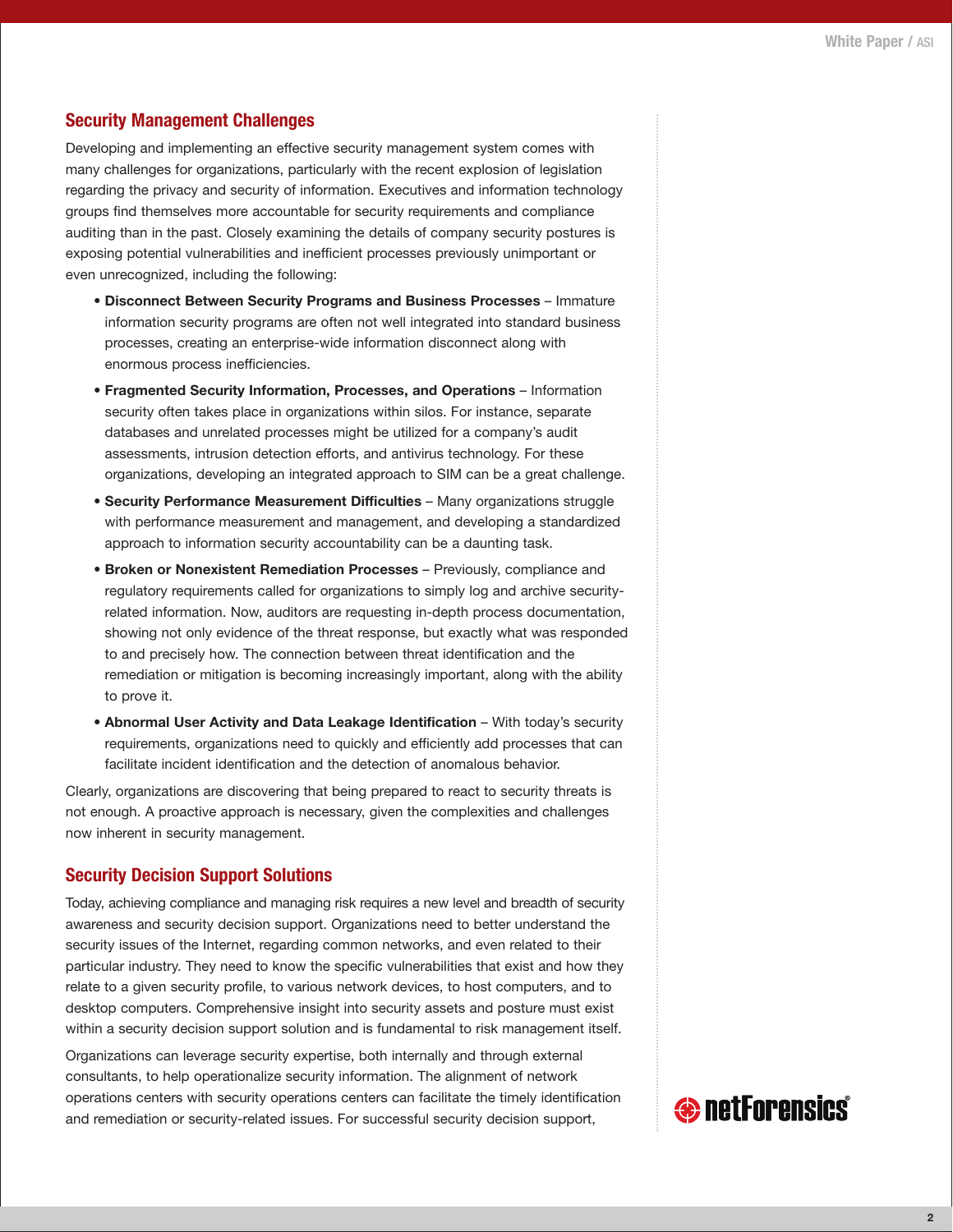## Security Management Challenges

Developing and implementing an effective security management system comes with many challenges for organizations, particularly with the recent explosion of legislation regarding the privacy and security of information. Executives and information technology groups find themselves more accountable for security requirements and compliance auditing than in the past. Closely examining the details of company security postures is exposing potential vulnerabilities and inefficient processes previously unimportant or even unrecognized, including the following:

- **Disconnect Between Security Programs and Business Processes** – Immature information security programs are often not well integrated into standard business processes, creating an enterprise-wide information disconnect along with enormous process inefficiencies.
- **Fragmented Security Information, Processes, and Operations** – Information security often takes place in organizations within silos. For instance, separate databases and unrelated processes might be utilized for a company's audit assessments, intrusion detection efforts, and antivirus technology. For these organizations, developing an integrated approach to SIM can be a great challenge.
- **Security Performance Measurement Difficulties** – Many organizations struggle with performance measurement and management, and developing a standardized approach to information security accountability can be a daunting task.
- **Broken or Nonexistent Remediation Processes** – Previously, compliance and regulatory requirements called for organizations to simply log and archive security-related information. Now, auditors are requesting in-depth process documentation, showing not only evidence of the threat response, but exactly what was responded to and precisely how. The connection between threat identification and the remediation or mitigation is becoming increasingly important, along with the ability to prove it.
- **Abnormal User Activity and Data Leakage Identification** – With today's security requirements, organizations need to quickly and efficiently add processes that can facilitate incident identification and the detection of anomalous behavior.

Clearly, organizations are discovering that being prepared to react to security threats is not enough. A proactive approach is necessary, given the complexities and challenges now inherent in security management.

## Security Decision Support Solutions

Today, achieving compliance and managing risk requires a new level and breadth of security awareness and security decision support. Organizations need to better understand the security issues of the Internet, regarding common networks, and even related to their particular industry. They need to know the specific vulnerabilities that exist and how they relate to a given security profile, to various network devices, to host computers, and to desktop computers. Comprehensive insight into security assets and posture must exist within a security decision support solution and is fundamental to risk management itself.

Organizations can leverage security expertise, both internally and through external consultants, to help operationalize security information. The alignment of network operations centers with security operations centers can facilitate the timely identification and remediation or security-related issues. For successful security decision support,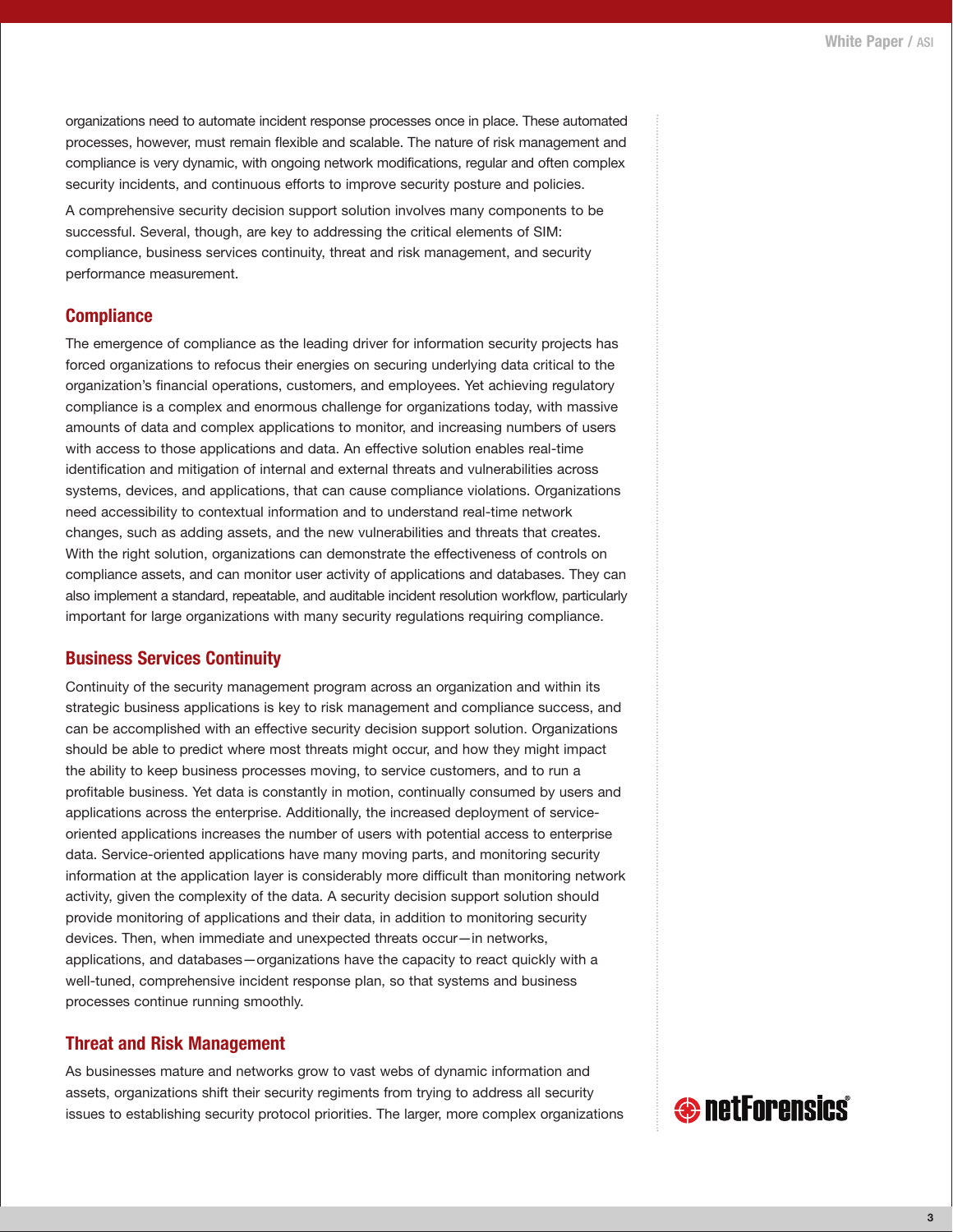organizations need to automate incident response processes once in place. These automated processes, however, must remain flexible and scalable. The nature of risk management and compliance is very dynamic, with ongoing network modifications, regular and often complex security incidents, and continuous efforts to improve security posture and policies.

A comprehensive security decision support solution involves many components to be successful. Several, though, are key to addressing the critical elements of SIM: compliance, business services continuity, threat and risk management, and security performance measurement.

## Compliance

The emergence of compliance as the leading driver for information security projects has forced organizations to refocus their energies on securing underlying data critical to the organization's financial operations, customers, and employees. Yet achieving regulatory compliance is a complex and enormous challenge for organizations today, with massive amounts of data and complex applications to monitor, and increasing numbers of users with access to those applications and data. An effective solution enables real-time identification and mitigation of internal and external threats and vulnerabilities across systems, devices, and applications, that can cause compliance violations. Organizations need accessibility to contextual information and to understand real-time network changes, such as adding assets, and the new vulnerabilities and threats that creates. With the right solution, organizations can demonstrate the effectiveness of controls on compliance assets, and can monitor user activity of applications and databases. They can also implement a standard, repeatable, and auditable incident resolution workflow, particularly important for large organizations with many security regulations requiring compliance.

## Business Services Continuity

Continuity of the security management program across an organization and within its strategic business applications is key to risk management and compliance success, and can be accomplished with an effective security decision support solution. Organizations should be able to predict where most threats might occur, and how they might impact the ability to keep business processes moving, to service customers, and to run a profitable business. Yet data is constantly in motion, continually consumed by users and applications across the enterprise. Additionally, the increased deployment of service-oriented applications increases the number of users with potential access to enterprise data. Service-oriented applications have many moving parts, and monitoring security information at the application layer is considerably more difficult than monitoring network activity, given the complexity of the data. A security decision support solution should provide monitoring of applications and their data, in addition to monitoring security devices. Then, when immediate and unexpected threats occur—in networks, applications, and databases—organizations have the capacity to react quickly with a well-tuned, comprehensive incident response plan, so that systems and business processes continue running smoothly.

## Threat and Risk Management

As businesses mature and networks grow to vast webs of dynamic information and assets, organizations shift their security regiments from trying to address all security issues to establishing security protocol priorities. The larger, more complex organizations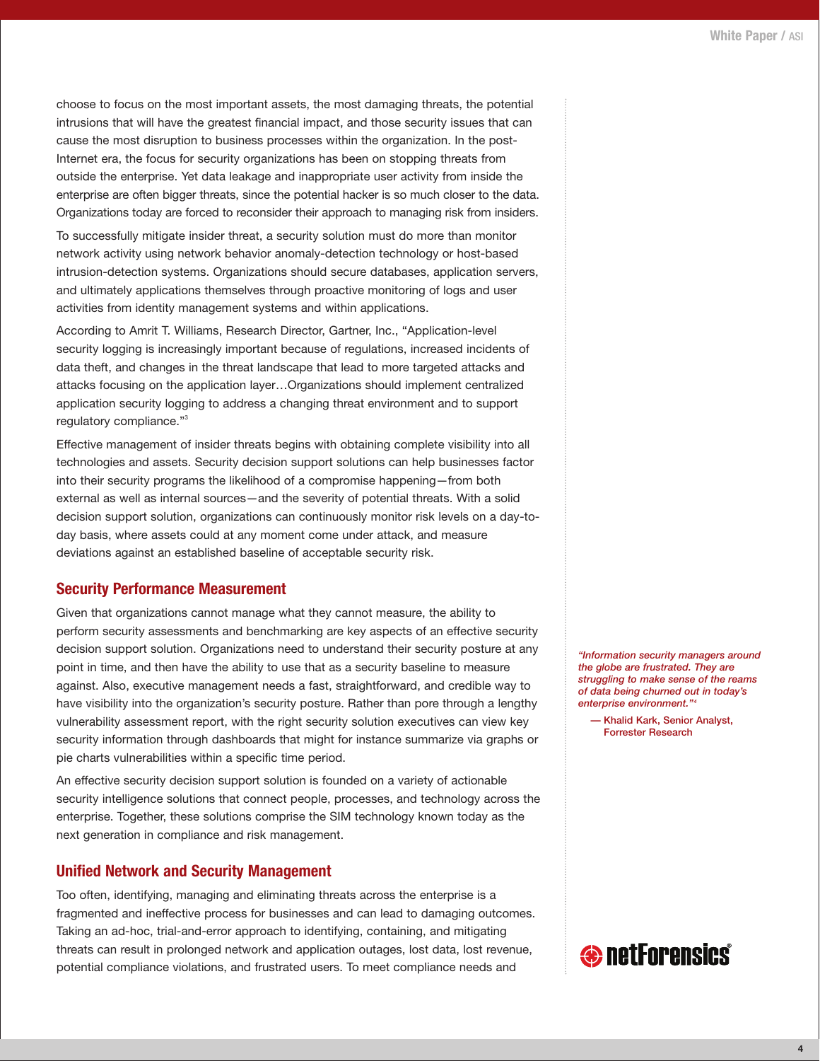choose to focus on the most important assets, the most damaging threats, the potential intrusions that will have the greatest financial impact, and those security issues that can cause the most disruption to business processes within the organization. In the post-Internet era, the focus for security organizations has been on stopping threats from outside the enterprise. Yet data leakage and inappropriate user activity from inside the enterprise are often bigger threats, since the potential hacker is so much closer to the data. Organizations today are forced to reconsider their approach to managing risk from insiders.

To successfully mitigate insider threat, a security solution must do more than monitor network activity using network behavior anomaly-detection technology or host-based intrusion-detection systems. Organizations should secure databases, application servers, and ultimately applications themselves through proactive monitoring of logs and user activities from identity management systems and within applications.

According to Amrit T. Williams, Research Director, Gartner, Inc., "Application-level security logging is increasingly important because of regulations, increased incidents of data theft, and changes in the threat landscape that lead to more targeted attacks and attacks focusing on the application layer…Organizations should implement centralized application security logging to address a changing threat environment and to support regulatory compliance."[3]

Effective management of insider threats begins with obtaining complete visibility into all technologies and assets. Security decision support solutions can help businesses factor into their security programs the likelihood of a compromise happening—from both external as well as internal sources—and the severity of potential threats. With a solid decision support solution, organizations can continuously monitor risk levels on a day-to-day basis, where assets could at any moment come under attack, and measure deviations against an established baseline of acceptable security risk.

## Security Performance Measurement

Given that organizations cannot manage what they cannot measure, the ability to perform security assessments and benchmarking are key aspects of an effective security decision support solution. Organizations need to understand their security posture at any point in time, and then have the ability to use that as a security baseline to measure against. Also, executive management needs a fast, straightforward, and credible way to have visibility into the organization's security posture. Rather than pore through a lengthy vulnerability assessment report, with the right security solution executives can view key security information through dashboards that might for instance summarize via graphs or pie charts vulnerabilities within a specific time period.

An effective security decision support solution is founded on a variety of actionable security intelligence solutions that connect people, processes, and technology across the enterprise. Together, these solutions comprise the SIM technology known today as the next generation in compliance and risk management.

*"Information security managers around the globe are frustrated. They are struggling to make sense of the reams of data being churned out in today's enterprise environment."*[4]

— Khalid Kark, Senior Analyst, Forrester Research

## Unified Network and Security Management

Too often, identifying, managing and eliminating threats across the enterprise is a fragmented and ineffective process for businesses and can lead to damaging outcomes. Taking an ad-hoc, trial-and-error approach to identifying, containing, and mitigating threats can result in prolonged network and application outages, lost data, lost revenue, potential compliance violations, and frustrated users. To meet compliance needs and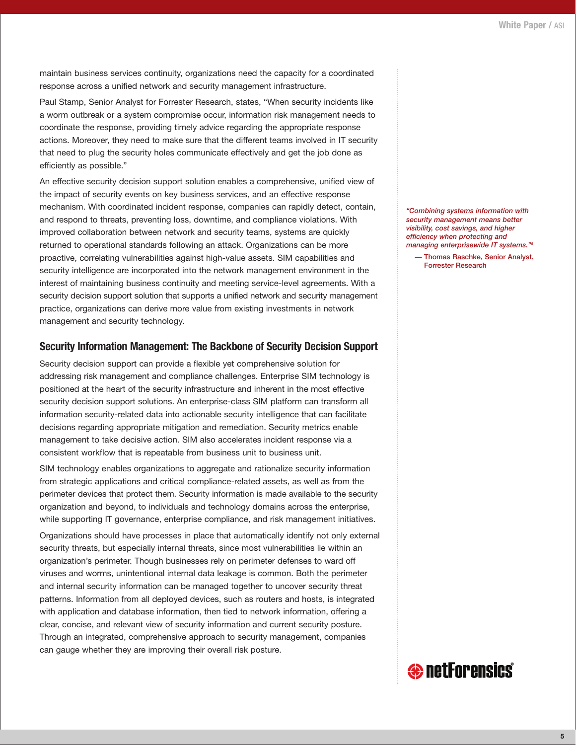maintain business services continuity, organizations need the capacity for a coordinated response across a unified network and security management infrastructure.

Paul Stamp, Senior Analyst for Forrester Research, states, "When security incidents like a worm outbreak or a system compromise occur, information risk management needs to coordinate the response, providing timely advice regarding the appropriate response actions. Moreover, they need to make sure that the different teams involved in IT security that need to plug the security holes communicate effectively and get the job done as efficiently as possible."

An effective security decision support solution enables a comprehensive, unified view of the impact of security events on key business services, and an effective response mechanism. With coordinated incident response, companies can rapidly detect, contain, and respond to threats, preventing loss, downtime, and compliance violations. With improved collaboration between network and security teams, systems are quickly returned to operational standards following an attack. Organizations can be more proactive, correlating vulnerabilities against high-value assets. SIM capabilities and security intelligence are incorporated into the network management environment in the interest of maintaining business continuity and meeting service-level agreements. With a security decision support solution that supports a unified network and security management practice, organizations can derive more value from existing investments in network management and security technology.

> *"Combining systems information with security management means better visibility, cost savings, and higher efficiency when protecting and managing enterprisewide IT systems."*[5]
>
> — Thomas Raschke, Senior Analyst, Forrester Research

## Security Information Management: The Backbone of Security Decision Support

Security decision support can provide a flexible yet comprehensive solution for addressing risk management and compliance challenges. Enterprise SIM technology is positioned at the heart of the security infrastructure and inherent in the most effective security decision support solutions. An enterprise-class SIM platform can transform all information security-related data into actionable security intelligence that can facilitate decisions regarding appropriate mitigation and remediation. Security metrics enable management to take decisive action. SIM also accelerates incident response via a consistent workflow that is repeatable from business unit to business unit.

SIM technology enables organizations to aggregate and rationalize security information from strategic applications and critical compliance-related assets, as well as from the perimeter devices that protect them. Security information is made available to the security organization and beyond, to individuals and technology domains across the enterprise, while supporting IT governance, enterprise compliance, and risk management initiatives.

Organizations should have processes in place that automatically identify not only external security threats, but especially internal threats, since most vulnerabilities lie within an organization's perimeter. Though businesses rely on perimeter defenses to ward off viruses and worms, unintentional internal data leakage is common. Both the perimeter and internal security information can be managed together to uncover security threat patterns. Information from all deployed devices, such as routers and hosts, is integrated with application and database information, then tied to network information, offering a clear, concise, and relevant view of security information and current security posture. Through an integrated, comprehensive approach to security management, companies can gauge whether they are improving their overall risk posture.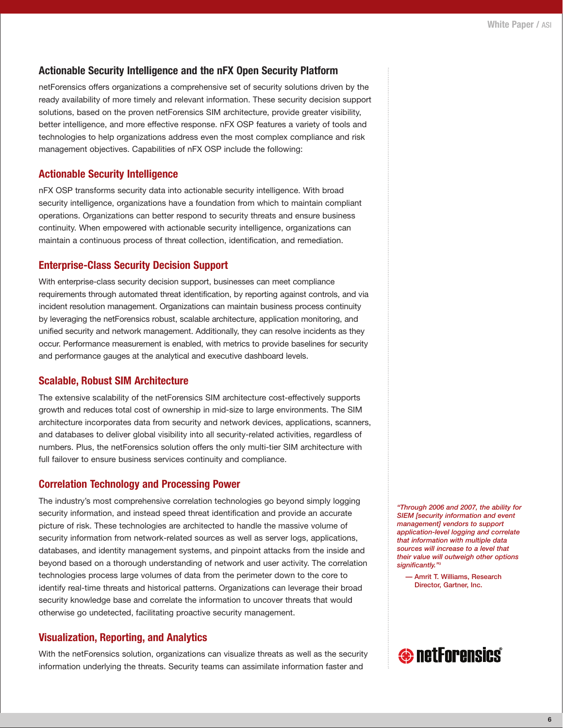## Actionable Security Intelligence and the nFX Open Security Platform

netForensics offers organizations a comprehensive set of security solutions driven by the ready availability of more timely and relevant information. These security decision support solutions, based on the proven netForensics SIM architecture, provide greater visibility, better intelligence, and more effective response. nFX OSP features a variety of tools and technologies to help organizations address even the most complex compliance and risk management objectives. Capabilities of nFX OSP include the following:

### Actionable Security Intelligence

nFX OSP transforms security data into actionable security intelligence. With broad security intelligence, organizations have a foundation from which to maintain compliant operations. Organizations can better respond to security threats and ensure business continuity. When empowered with actionable security intelligence, organizations can maintain a continuous process of threat collection, identification, and remediation.

### Enterprise-Class Security Decision Support

With enterprise-class security decision support, businesses can meet compliance requirements through automated threat identification, by reporting against controls, and via incident resolution management. Organizations can maintain business process continuity by leveraging the netForensics robust, scalable architecture, application monitoring, and unified security and network management. Additionally, they can resolve incidents as they occur. Performance measurement is enabled, with metrics to provide baselines for security and performance gauges at the analytical and executive dashboard levels.

### Scalable, Robust SIM Architecture

The extensive scalability of the netForensics SIM architecture cost-effectively supports growth and reduces total cost of ownership in mid-size to large environments. The SIM architecture incorporates data from security and network devices, applications, scanners, and databases to deliver global visibility into all security-related activities, regardless of numbers. Plus, the netForensics solution offers the only multi-tier SIM architecture with full failover to ensure business services continuity and compliance.

### Correlation Technology and Processing Power

The industry's most comprehensive correlation technologies go beyond simply logging security information, and instead speed threat identification and provide an accurate picture of risk. These technologies are architected to handle the massive volume of security information from network-related sources as well as server logs, applications, databases, and identity management systems, and pinpoint attacks from the inside and beyond based on a thorough understanding of network and user activity. The correlation technologies process large volumes of data from the perimeter down to the core to identify real-time threats and historical patterns. Organizations can leverage their broad security knowledge base and correlate the information to uncover threats that would otherwise go undetected, facilitating proactive security management.

*"Through 2006 and 2007, the ability for SIEM [security information and event management] vendors to support application-level logging and correlate that information with multiple data sources will increase to a level that their value will outweigh other options significantly."*[3]

— Amrit T. Williams, Research Director, Gartner, Inc.

### Visualization, Reporting, and Analytics

With the netForensics solution, organizations can visualize threats as well as the security information underlying the threats. Security teams can assimilate information faster and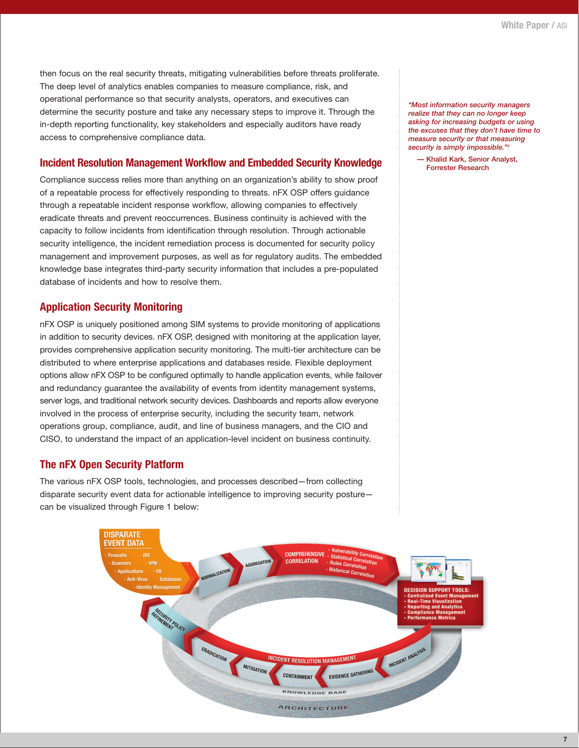then focus on the real security threats, mitigating vulnerabilities before threats proliferate. The deep level of analytics enables companies to measure compliance, risk, and operational performance so that security analysts, operators, and executives can determine the security posture and take any necessary steps to improve it. Through the in-depth reporting functionality, key stakeholders and especially auditors have ready access to comprehensive compliance data.

*"Most information security managers realize that they can no longer keep asking for increasing budgets or using the excuses that they don't have time to measure security or that measuring security is simply impossible."[4]*

— Khalid Kark, Senior Analyst, Forrester Research

## Incident Resolution Management Workflow and Embedded Security Knowledge

Compliance success relies more than anything on an organization's ability to show proof of a repeatable process for effectively responding to threats. nFX OSP offers guidance through a repeatable incident response workflow, allowing companies to effectively eradicate threats and prevent reoccurrences. Business continuity is achieved with the capacity to follow incidents from identification through resolution. Through actionable security intelligence, the incident remediation process is documented for security policy management and improvement purposes, as well as for regulatory audits. The embedded knowledge base integrates third-party security information that includes a pre-populated database of incidents and how to resolve them.

## Application Security Monitoring

nFX OSP is uniquely positioned among SIM systems to provide monitoring of applications in addition to security devices. nFX OSP, designed with monitoring at the application layer, provides comprehensive application security monitoring. The multi-tier architecture can be distributed to where enterprise applications and databases reside. Flexible deployment options allow nFX OSP to be configured optimally to handle application events, while failover and redundancy guarantee the availability of events from identity management systems, server logs, and traditional network security devices. Dashboards and reports allow everyone involved in the process of enterprise security, including the security team, network operations group, compliance, audit, and line of business managers, and the CIO and CISO, to understand the impact of an application-level incident on business continuity.

## The nFX Open Security Platform

The various nFX OSP tools, technologies, and processes described—from collecting disparate security event data for actionable intelligence to improving security posture—can be visualized through Figure 1 below:

DISPARATE EVENT DATA
- Firewalls
- IDS
- Scanners
- VPN
- Applications
- OS
- Anti-Virus
- Databases
- Identity Management

NORMALIZATION

AGGREGATION

COMPREHENSIVE CORRELATION
- Vulnerability Correlation
- Statistical Correlation
- Rules Correlation
- Historical Correlation

DECISION SUPPORT TOOLS:
- Centralized Event Management
- Real-Time Visualization
- Reporting and Analytics
- Compliance Management
- Performance Metrics

INCIDENT RESOLUTION MANAGEMENT: INCIDENT ANALYSIS, EVIDENCE GATHERING, CONTAINMENT, MITIGATION, ERADICATION

SECURITY POLICY REFINEMENT

KNOWLEDGE BASE

ARCHITECTURE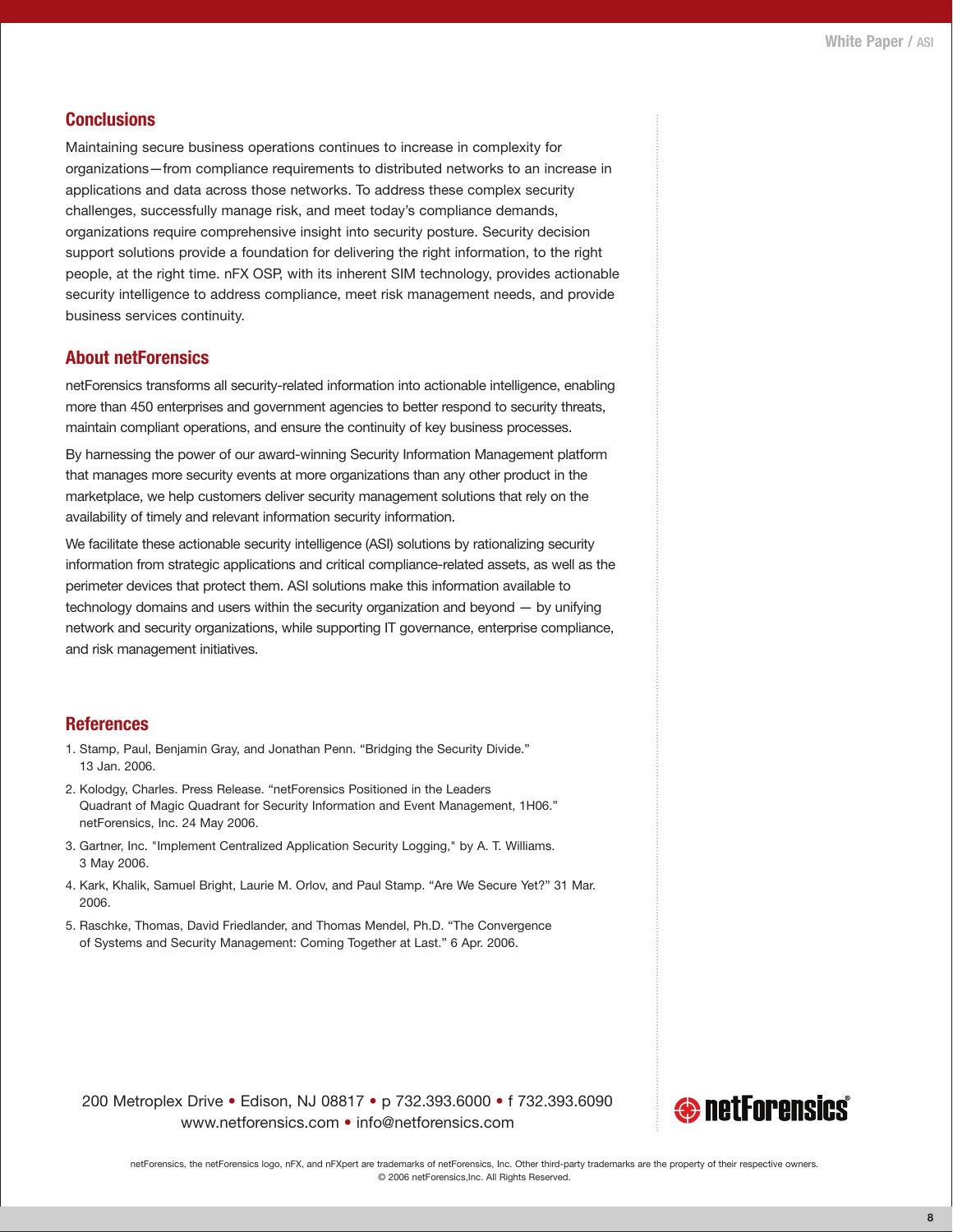## Conclusions

Maintaining secure business operations continues to increase in complexity for organizations—from compliance requirements to distributed networks to an increase in applications and data across those networks. To address these complex security challenges, successfully manage risk, and meet today's compliance demands, organizations require comprehensive insight into security posture. Security decision support solutions provide a foundation for delivering the right information, to the right people, at the right time. nFX OSP, with its inherent SIM technology, provides actionable security intelligence to address compliance, meet risk management needs, and provide business services continuity.

## About netForensics

netForensics transforms all security-related information into actionable intelligence, enabling more than 450 enterprises and government agencies to better respond to security threats, maintain compliant operations, and ensure the continuity of key business processes.

By harnessing the power of our award-winning Security Information Management platform that manages more security events at more organizations than any other product in the marketplace, we help customers deliver security management solutions that rely on the availability of timely and relevant information security information.

We facilitate these actionable security intelligence (ASI) solutions by rationalizing security information from strategic applications and critical compliance-related assets, as well as the perimeter devices that protect them. ASI solutions make this information available to technology domains and users within the security organization and beyond — by unifying network and security organizations, while supporting IT governance, enterprise compliance, and risk management initiatives.

## References

1. Stamp, Paul, Benjamin Gray, and Jonathan Penn. "Bridging the Security Divide." 13 Jan. 2006.
2. Kolodgy, Charles. Press Release. "netForensics Positioned in the Leaders Quadrant of Magic Quadrant for Security Information and Event Management, 1H06." netForensics, Inc. 24 May 2006.
3. Gartner, Inc. "Implement Centralized Application Security Logging," by A. T. Williams. 3 May 2006.
4. Kark, Khalik, Samuel Bright, Laurie M. Orlov, and Paul Stamp. "Are We Secure Yet?" 31 Mar. 2006.
5. Raschke, Thomas, David Friedlander, and Thomas Mendel, Ph.D. "The Convergence of Systems and Security Management: Coming Together at Last." 6 Apr. 2006.

200 Metroplex Drive • Edison, NJ 08817 • p 732.393.6000 • f 732.393.6090
www.netforensics.com • info@netforensics.com

netForensics®

netForensics, the netForensics logo, nFX, and nFXpert are trademarks of netForensics, Inc. Other third-party trademarks are the property of their respective owners.
© 2006 netForensics,Inc. All Rights Reserved.